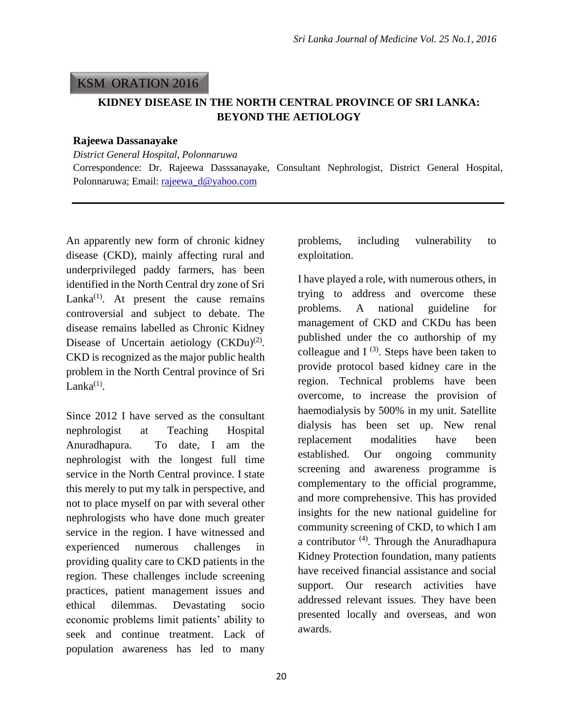KSM ORATION 2016

# KIDNEY DISEASE IN THE NORTH CENTRAL PROVINCE OF SRI LANKA: BEYOND THE AETIOLOGY

**Rajeewa Dassanayake**

*District General Hospital, Polonnaruwa*

Correspondence: Dr. Rajeewa Dasssanayake, Consultant Nephrologist, District General Hospital, Polonnaruwa; Email: rajeewa_d@yahoo.com

---

An apparently new form of chronic kidney disease (CKD), mainly affecting rural and underprivileged paddy farmers, has been identified in the North Central dry zone of Sri Lanka[1]. At present the cause remains controversial and subject to debate. The disease remains labelled as Chronic Kidney Disease of Uncertain aetiology (CKDu)[2]. CKD is recognized as the major public health problem in the North Central province of Sri Lanka[1].

Since 2012 I have served as the consultant nephrologist at Teaching Hospital Anuradhapura. To date, I am the nephrologist with the longest full time service in the North Central province. I state this merely to put my talk in perspective, and not to place myself on par with several other nephrologists who have done much greater service in the region. I have witnessed and experienced numerous challenges in providing quality care to CKD patients in the region. These challenges include screening practices, patient management issues and ethical dilemmas. Devastating socio economic problems limit patients' ability to seek and continue treatment. Lack of population awareness has led to many problems, including vulnerability to exploitation.

I have played a role, with numerous others, in trying to address and overcome these problems. A national guideline for management of CKD and CKDu has been published under the co authorship of my colleague and I [3]. Steps have been taken to provide protocol based kidney care in the region. Technical problems have been overcome, to increase the provision of haemodialysis by 500% in my unit. Satellite dialysis has been set up. New renal replacement modalities have been established. Our ongoing community screening and awareness programme is complementary to the official programme, and more comprehensive. This has provided insights for the new national guideline for community screening of CKD, to which I am a contributor [4]. Through the Anuradhapura Kidney Protection foundation, many patients have received financial assistance and social support. Our research activities have addressed relevant issues. They have been presented locally and overseas, and won awards.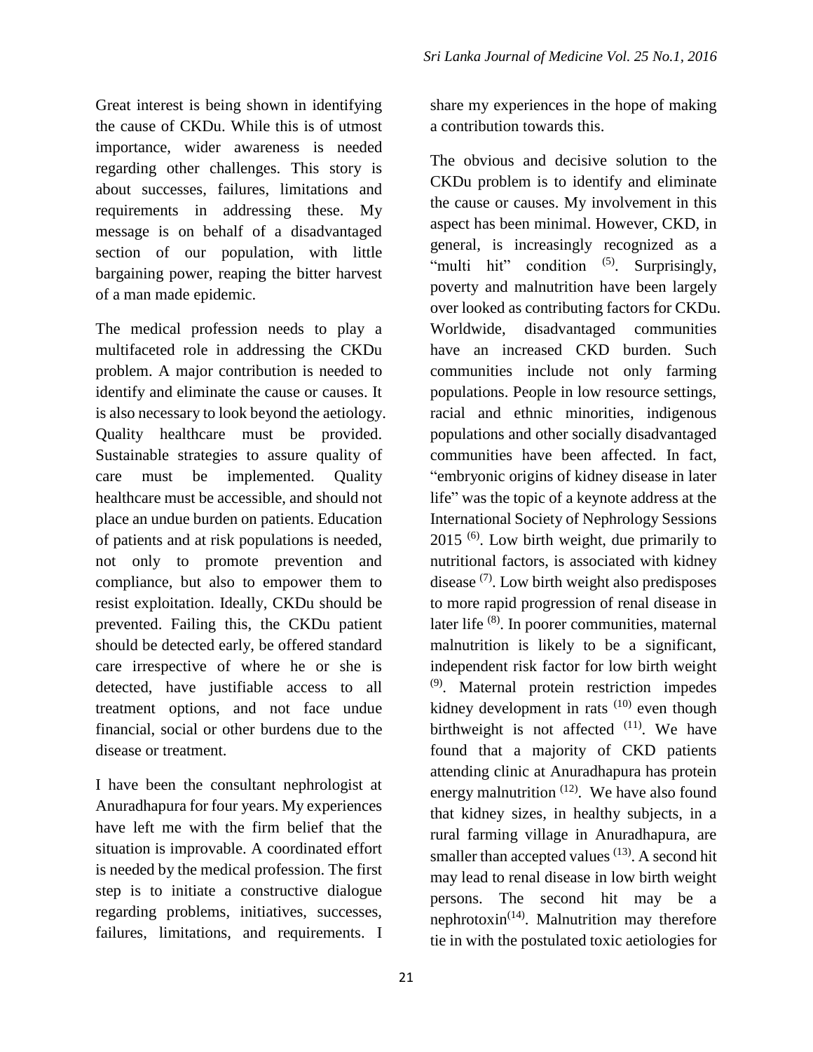Great interest is being shown in identifying the cause of CKDu. While this is of utmost importance, wider awareness is needed regarding other challenges. This story is about successes, failures, limitations and requirements in addressing these. My message is on behalf of a disadvantaged section of our population, with little bargaining power, reaping the bitter harvest of a man made epidemic.

The medical profession needs to play a multifaceted role in addressing the CKDu problem. A major contribution is needed to identify and eliminate the cause or causes. It is also necessary to look beyond the aetiology. Quality healthcare must be provided. Sustainable strategies to assure quality of care must be implemented. Quality healthcare must be accessible, and should not place an undue burden on patients. Education of patients and at risk populations is needed, not only to promote prevention and compliance, but also to empower them to resist exploitation. Ideally, CKDu should be prevented. Failing this, the CKDu patient should be detected early, be offered standard care irrespective of where he or she is detected, have justifiable access to all treatment options, and not face undue financial, social or other burdens due to the disease or treatment.

I have been the consultant nephrologist at Anuradhapura for four years. My experiences have left me with the firm belief that the situation is improvable. A coordinated effort is needed by the medical profession. The first step is to initiate a constructive dialogue regarding problems, initiatives, successes, failures, limitations, and requirements. I share my experiences in the hope of making a contribution towards this.

The obvious and decisive solution to the CKDu problem is to identify and eliminate the cause or causes. My involvement in this aspect has been minimal. However, CKD, in general, is increasingly recognized as a "multi hit" condition [5]. Surprisingly, poverty and malnutrition have been largely over looked as contributing factors for CKDu. Worldwide, disadvantaged communities have an increased CKD burden. Such communities include not only farming populations. People in low resource settings, racial and ethnic minorities, indigenous populations and other socially disadvantaged communities have been affected. In fact, "embryonic origins of kidney disease in later life" was the topic of a keynote address at the International Society of Nephrology Sessions 2015 [6]. Low birth weight, due primarily to nutritional factors, is associated with kidney disease [7]. Low birth weight also predisposes to more rapid progression of renal disease in later life [8]. In poorer communities, maternal malnutrition is likely to be a significant, independent risk factor for low birth weight [9]. Maternal protein restriction impedes kidney development in rats [10] even though birthweight is not affected [11]. We have found that a majority of CKD patients attending clinic at Anuradhapura has protein energy malnutrition [12]. We have also found that kidney sizes, in healthy subjects, in a rural farming village in Anuradhapura, are smaller than accepted values [13]. A second hit may lead to renal disease in low birth weight persons. The second hit may be a nephrotoxin[14]. Malnutrition may therefore tie in with the postulated toxic aetiologies for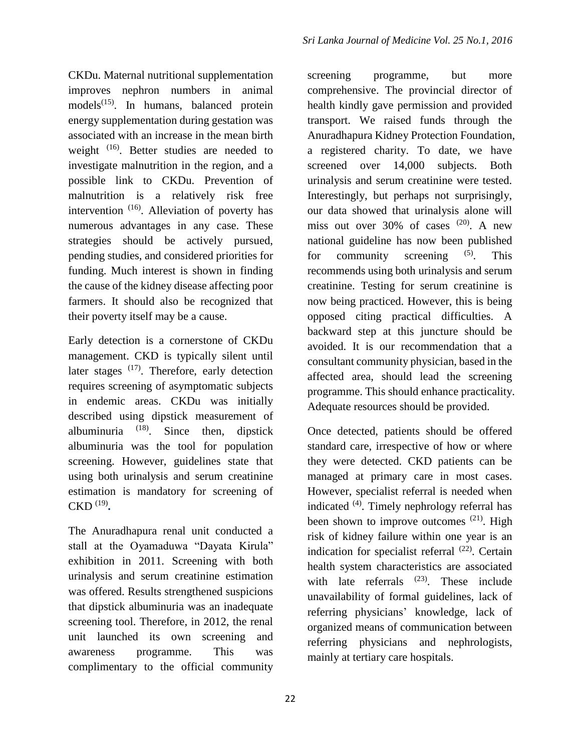CKDu. Maternal nutritional supplementation improves nephron numbers in animal models[15]. In humans, balanced protein energy supplementation during gestation was associated with an increase in the mean birth weight [16]. Better studies are needed to investigate malnutrition in the region, and a possible link to CKDu. Prevention of malnutrition is a relatively risk free intervention [16]. Alleviation of poverty has numerous advantages in any case. These strategies should be actively pursued, pending studies, and considered priorities for funding. Much interest is shown in finding the cause of the kidney disease affecting poor farmers. It should also be recognized that their poverty itself may be a cause.

Early detection is a cornerstone of CKDu management. CKD is typically silent until later stages [17]. Therefore, early detection requires screening of asymptomatic subjects in endemic areas. CKDu was initially described using dipstick measurement of albuminuria [18]. Since then, dipstick albuminuria was the tool for population screening. However, guidelines state that using both urinalysis and serum creatinine estimation is mandatory for screening of CKD [19].

The Anuradhapura renal unit conducted a stall at the Oyamaduwa "Dayata Kirula" exhibition in 2011. Screening with both urinalysis and serum creatinine estimation was offered. Results strengthened suspicions that dipstick albuminuria was an inadequate screening tool. Therefore, in 2012, the renal unit launched its own screening and awareness programme. This was complimentary to the official community screening programme, but more comprehensive. The provincial director of health kindly gave permission and provided transport. We raised funds through the Anuradhapura Kidney Protection Foundation, a registered charity. To date, we have screened over 14,000 subjects. Both urinalysis and serum creatinine were tested. Interestingly, but perhaps not surprisingly, our data showed that urinalysis alone will miss out over 30% of cases [20]. A new national guideline has now been published for community screening [5]. This recommends using both urinalysis and serum creatinine. Testing for serum creatinine is now being practiced. However, this is being opposed citing practical difficulties. A backward step at this juncture should be avoided. It is our recommendation that a consultant community physician, based in the affected area, should lead the screening programme. This should enhance practicality. Adequate resources should be provided.

Once detected, patients should be offered standard care, irrespective of how or where they were detected. CKD patients can be managed at primary care in most cases. However, specialist referral is needed when indicated [4]. Timely nephrology referral has been shown to improve outcomes [21]. High risk of kidney failure within one year is an indication for specialist referral [22]. Certain health system characteristics are associated with late referrals [23]. These include unavailability of formal guidelines, lack of referring physicians' knowledge, lack of organized means of communication between referring physicians and nephrologists, mainly at tertiary care hospitals.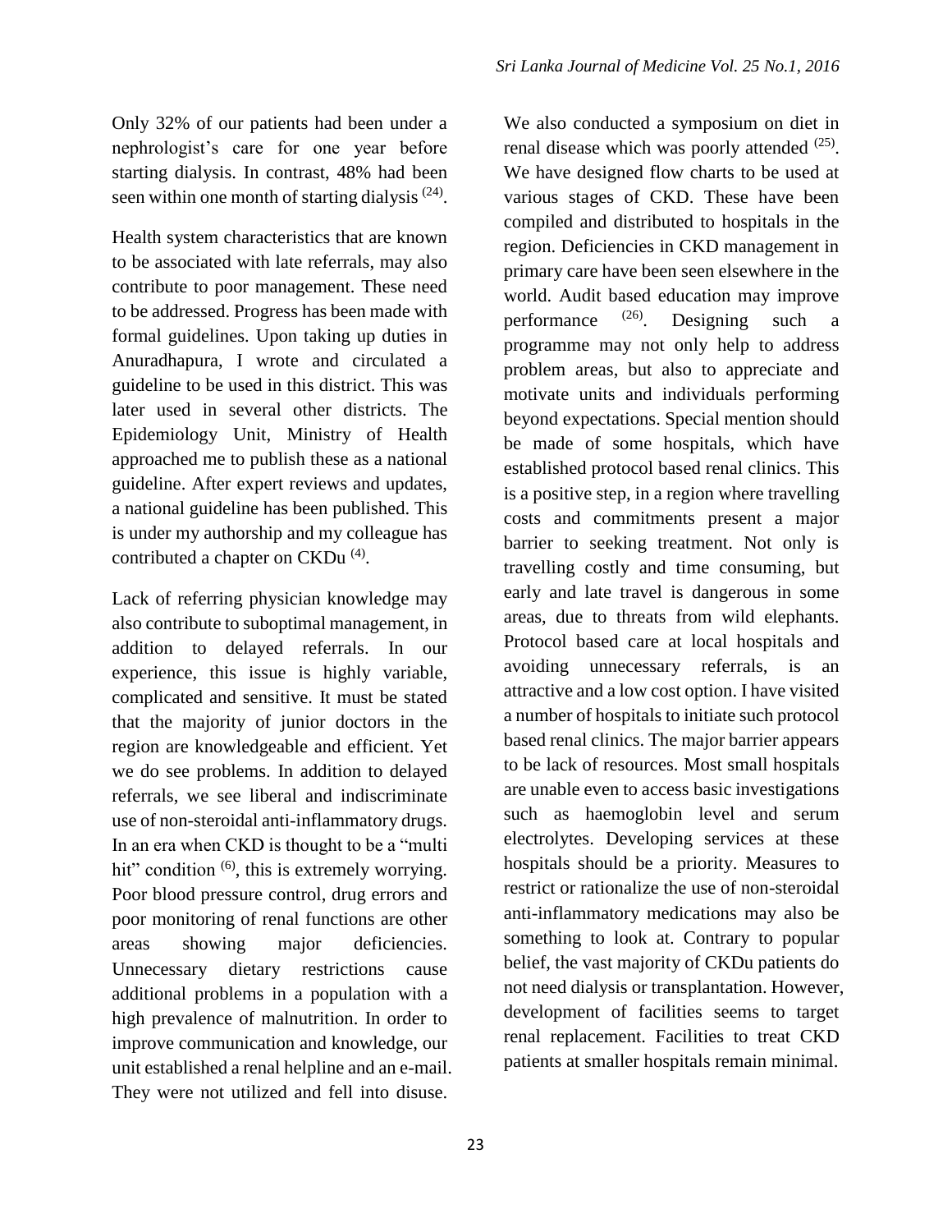Only 32% of our patients had been under a nephrologist's care for one year before starting dialysis. In contrast, 48% had been seen within one month of starting dialysis [24].

Health system characteristics that are known to be associated with late referrals, may also contribute to poor management. These need to be addressed. Progress has been made with formal guidelines. Upon taking up duties in Anuradhapura, I wrote and circulated a guideline to be used in this district. This was later used in several other districts. The Epidemiology Unit, Ministry of Health approached me to publish these as a national guideline. After expert reviews and updates, a national guideline has been published. This is under my authorship and my colleague has contributed a chapter on CKDu [4].

Lack of referring physician knowledge may also contribute to suboptimal management, in addition to delayed referrals. In our experience, this issue is highly variable, complicated and sensitive. It must be stated that the majority of junior doctors in the region are knowledgeable and efficient. Yet we do see problems. In addition to delayed referrals, we see liberal and indiscriminate use of non-steroidal anti-inflammatory drugs. In an era when CKD is thought to be a "multi hit" condition [6], this is extremely worrying. Poor blood pressure control, drug errors and poor monitoring of renal functions are other areas showing major deficiencies. Unnecessary dietary restrictions cause additional problems in a population with a high prevalence of malnutrition. In order to improve communication and knowledge, our unit established a renal helpline and an e-mail. They were not utilized and fell into disuse.

We also conducted a symposium on diet in renal disease which was poorly attended [25]. We have designed flow charts to be used at various stages of CKD. These have been compiled and distributed to hospitals in the region. Deficiencies in CKD management in primary care have been seen elsewhere in the world. Audit based education may improve performance [26]. Designing such a programme may not only help to address problem areas, but also to appreciate and motivate units and individuals performing beyond expectations. Special mention should be made of some hospitals, which have established protocol based renal clinics. This is a positive step, in a region where travelling costs and commitments present a major barrier to seeking treatment. Not only is travelling costly and time consuming, but early and late travel is dangerous in some areas, due to threats from wild elephants. Protocol based care at local hospitals and avoiding unnecessary referrals, is an attractive and a low cost option. I have visited a number of hospitals to initiate such protocol based renal clinics. The major barrier appears to be lack of resources. Most small hospitals are unable even to access basic investigations such as haemoglobin level and serum electrolytes. Developing services at these hospitals should be a priority. Measures to restrict or rationalize the use of non-steroidal anti-inflammatory medications may also be something to look at. Contrary to popular belief, the vast majority of CKDu patients do not need dialysis or transplantation. However, development of facilities seems to target renal replacement. Facilities to treat CKD patients at smaller hospitals remain minimal.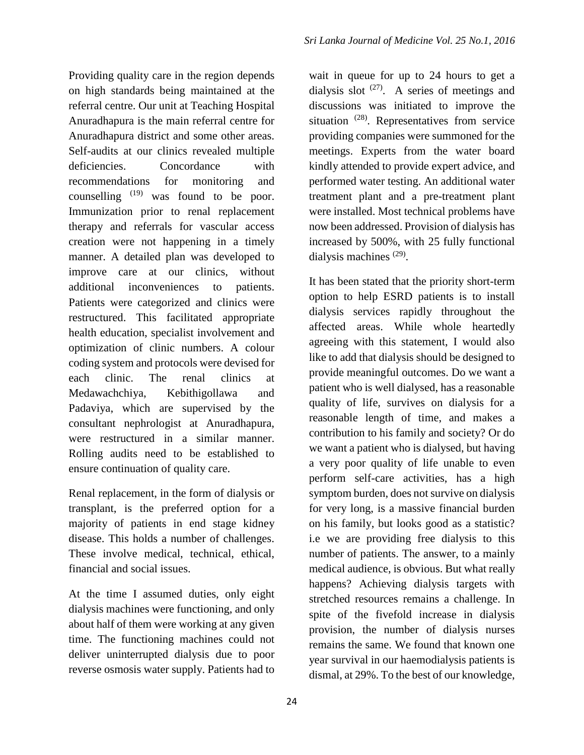Providing quality care in the region depends on high standards being maintained at the referral centre. Our unit at Teaching Hospital Anuradhapura is the main referral centre for Anuradhapura district and some other areas. Self-audits at our clinics revealed multiple deficiencies. Concordance with recommendations for monitoring and counselling [19] was found to be poor. Immunization prior to renal replacement therapy and referrals for vascular access creation were not happening in a timely manner. A detailed plan was developed to improve care at our clinics, without additional inconveniences to patients. Patients were categorized and clinics were restructured. This facilitated appropriate health education, specialist involvement and optimization of clinic numbers. A colour coding system and protocols were devised for each clinic. The renal clinics at Medawachchiya, Kebithigollawa and Padaviya, which are supervised by the consultant nephrologist at Anuradhapura, were restructured in a similar manner. Rolling audits need to be established to ensure continuation of quality care.

Renal replacement, in the form of dialysis or transplant, is the preferred option for a majority of patients in end stage kidney disease. This holds a number of challenges. These involve medical, technical, ethical, financial and social issues.

At the time I assumed duties, only eight dialysis machines were functioning, and only about half of them were working at any given time. The functioning machines could not deliver uninterrupted dialysis due to poor reverse osmosis water supply. Patients had to wait in queue for up to 24 hours to get a dialysis slot [27]. A series of meetings and discussions was initiated to improve the situation [28]. Representatives from service providing companies were summoned for the meetings. Experts from the water board kindly attended to provide expert advice, and performed water testing. An additional water treatment plant and a pre-treatment plant were installed. Most technical problems have now been addressed. Provision of dialysis has increased by 500%, with 25 fully functional dialysis machines [29].

It has been stated that the priority short-term option to help ESRD patients is to install dialysis services rapidly throughout the affected areas. While whole heartedly agreeing with this statement, I would also like to add that dialysis should be designed to provide meaningful outcomes. Do we want a patient who is well dialysed, has a reasonable quality of life, survives on dialysis for a reasonable length of time, and makes a contribution to his family and society? Or do we want a patient who is dialysed, but having a very poor quality of life unable to even perform self-care activities, has a high symptom burden, does not survive on dialysis for very long, is a massive financial burden on his family, but looks good as a statistic? i.e we are providing free dialysis to this number of patients. The answer, to a mainly medical audience, is obvious. But what really happens? Achieving dialysis targets with stretched resources remains a challenge. In spite of the fivefold increase in dialysis provision, the number of dialysis nurses remains the same. We found that known one year survival in our haemodialysis patients is dismal, at 29%. To the best of our knowledge,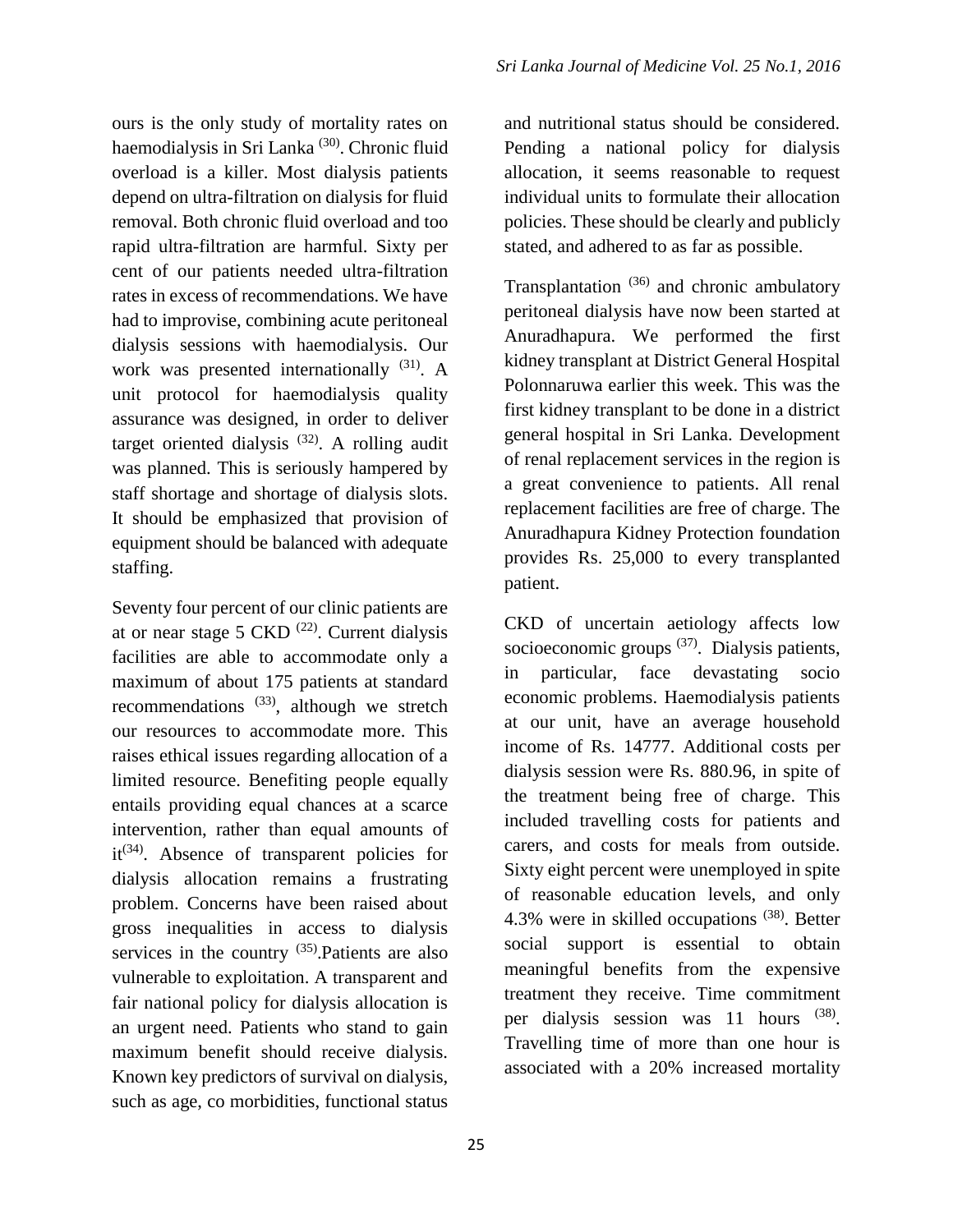ours is the only study of mortality rates on haemodialysis in Sri Lanka [30]. Chronic fluid overload is a killer. Most dialysis patients depend on ultra-filtration on dialysis for fluid removal. Both chronic fluid overload and too rapid ultra-filtration are harmful. Sixty per cent of our patients needed ultra-filtration rates in excess of recommendations. We have had to improvise, combining acute peritoneal dialysis sessions with haemodialysis. Our work was presented internationally [31]. A unit protocol for haemodialysis quality assurance was designed, in order to deliver target oriented dialysis [32]. A rolling audit was planned. This is seriously hampered by staff shortage and shortage of dialysis slots. It should be emphasized that provision of equipment should be balanced with adequate staffing.

Seventy four percent of our clinic patients are at or near stage 5 CKD [22]. Current dialysis facilities are able to accommodate only a maximum of about 175 patients at standard recommendations [33], although we stretch our resources to accommodate more. This raises ethical issues regarding allocation of a limited resource. Benefiting people equally entails providing equal chances at a scarce intervention, rather than equal amounts of it[34]. Absence of transparent policies for dialysis allocation remains a frustrating problem. Concerns have been raised about gross inequalities in access to dialysis services in the country [35].Patients are also vulnerable to exploitation. A transparent and fair national policy for dialysis allocation is an urgent need. Patients who stand to gain maximum benefit should receive dialysis. Known key predictors of survival on dialysis, such as age, co morbidities, functional status and nutritional status should be considered. Pending a national policy for dialysis allocation, it seems reasonable to request individual units to formulate their allocation policies. These should be clearly and publicly stated, and adhered to as far as possible.

Transplantation [36] and chronic ambulatory peritoneal dialysis have now been started at Anuradhapura. We performed the first kidney transplant at District General Hospital Polonnaruwa earlier this week. This was the first kidney transplant to be done in a district general hospital in Sri Lanka. Development of renal replacement services in the region is a great convenience to patients. All renal replacement facilities are free of charge. The Anuradhapura Kidney Protection foundation provides Rs. 25,000 to every transplanted patient.

CKD of uncertain aetiology affects low socioeconomic groups [37]. Dialysis patients, in particular, face devastating socio economic problems. Haemodialysis patients at our unit, have an average household income of Rs. 14777. Additional costs per dialysis session were Rs. 880.96, in spite of the treatment being free of charge. This included travelling costs for patients and carers, and costs for meals from outside. Sixty eight percent were unemployed in spite of reasonable education levels, and only 4.3% were in skilled occupations [38]. Better social support is essential to obtain meaningful benefits from the expensive treatment they receive. Time commitment per dialysis session was 11 hours [38]. Travelling time of more than one hour is associated with a 20% increased mortality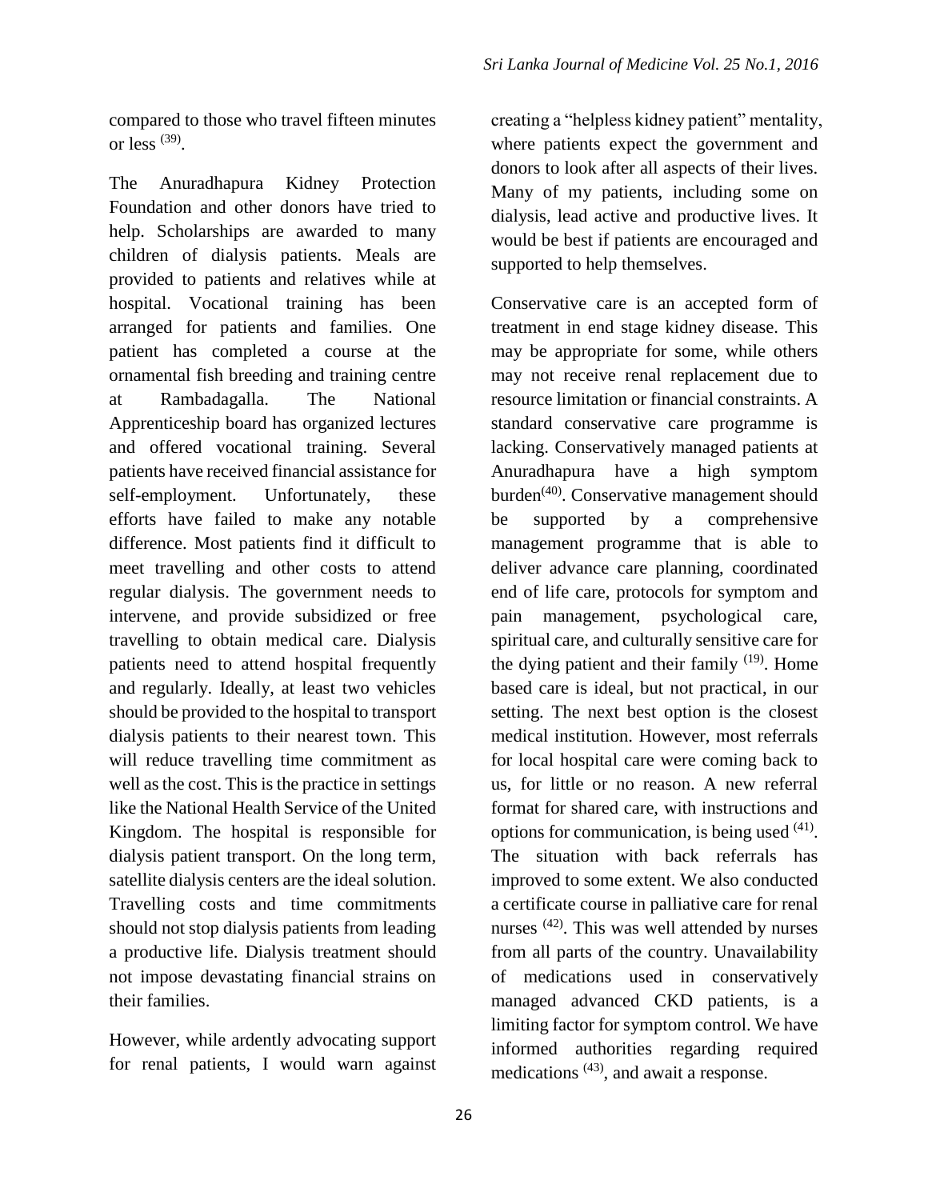compared to those who travel fifteen minutes or less [39].

The Anuradhapura Kidney Protection Foundation and other donors have tried to help. Scholarships are awarded to many children of dialysis patients. Meals are provided to patients and relatives while at hospital. Vocational training has been arranged for patients and families. One patient has completed a course at the ornamental fish breeding and training centre at Rambadagalla. The National Apprenticeship board has organized lectures and offered vocational training. Several patients have received financial assistance for self-employment. Unfortunately, these efforts have failed to make any notable difference. Most patients find it difficult to meet travelling and other costs to attend regular dialysis. The government needs to intervene, and provide subsidized or free travelling to obtain medical care. Dialysis patients need to attend hospital frequently and regularly. Ideally, at least two vehicles should be provided to the hospital to transport dialysis patients to their nearest town. This will reduce travelling time commitment as well as the cost. This is the practice in settings like the National Health Service of the United Kingdom. The hospital is responsible for dialysis patient transport. On the long term, satellite dialysis centers are the ideal solution. Travelling costs and time commitments should not stop dialysis patients from leading a productive life. Dialysis treatment should not impose devastating financial strains on their families.

However, while ardently advocating support for renal patients, I would warn against creating a "helpless kidney patient" mentality, where patients expect the government and donors to look after all aspects of their lives. Many of my patients, including some on dialysis, lead active and productive lives. It would be best if patients are encouraged and supported to help themselves.

Conservative care is an accepted form of treatment in end stage kidney disease. This may be appropriate for some, while others may not receive renal replacement due to resource limitation or financial constraints. A standard conservative care programme is lacking. Conservatively managed patients at Anuradhapura have a high symptom burden[40]. Conservative management should be supported by a comprehensive management programme that is able to deliver advance care planning, coordinated end of life care, protocols for symptom and pain management, psychological care, spiritual care, and culturally sensitive care for the dying patient and their family [19]. Home based care is ideal, but not practical, in our setting. The next best option is the closest medical institution. However, most referrals for local hospital care were coming back to us, for little or no reason. A new referral format for shared care, with instructions and options for communication, is being used [41]. The situation with back referrals has improved to some extent. We also conducted a certificate course in palliative care for renal nurses [42]. This was well attended by nurses from all parts of the country. Unavailability of medications used in conservatively managed advanced CKD patients, is a limiting factor for symptom control. We have informed authorities regarding required medications [43], and await a response.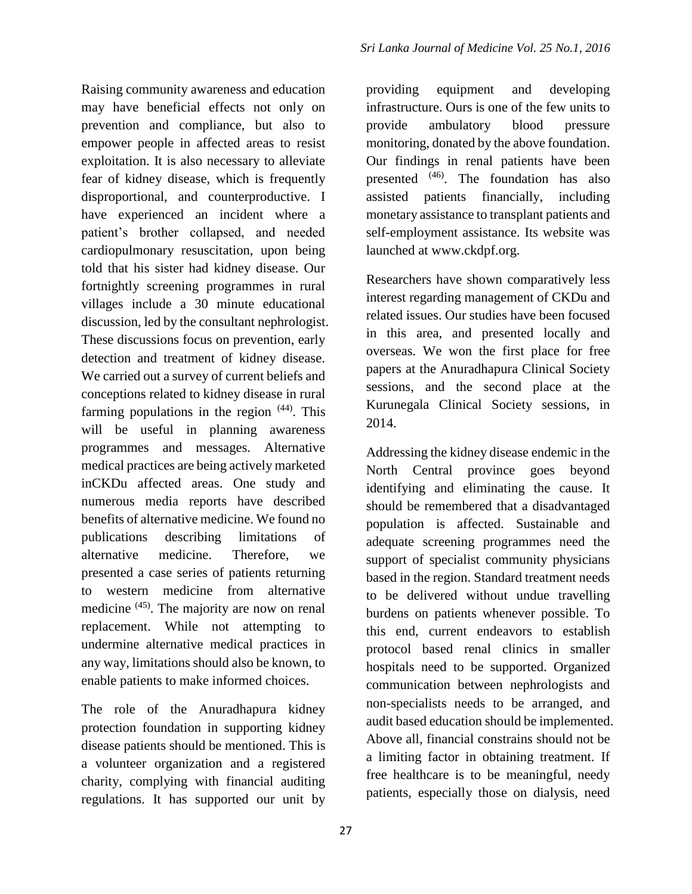Raising community awareness and education may have beneficial effects not only on prevention and compliance, but also to empower people in affected areas to resist exploitation. It is also necessary to alleviate fear of kidney disease, which is frequently disproportional, and counterproductive. I have experienced an incident where a patient's brother collapsed, and needed cardiopulmonary resuscitation, upon being told that his sister had kidney disease. Our fortnightly screening programmes in rural villages include a 30 minute educational discussion, led by the consultant nephrologist. These discussions focus on prevention, early detection and treatment of kidney disease. We carried out a survey of current beliefs and conceptions related to kidney disease in rural farming populations in the region [44]. This will be useful in planning awareness programmes and messages. Alternative medical practices are being actively marketed inCKDu affected areas. One study and numerous media reports have described benefits of alternative medicine. We found no publications describing limitations of alternative medicine. Therefore, we presented a case series of patients returning to western medicine from alternative medicine [45]. The majority are now on renal replacement. While not attempting to undermine alternative medical practices in any way, limitations should also be known, to enable patients to make informed choices.

The role of the Anuradhapura kidney protection foundation in supporting kidney disease patients should be mentioned. This is a volunteer organization and a registered charity, complying with financial auditing regulations. It has supported our unit by providing equipment and developing infrastructure. Ours is one of the few units to provide ambulatory blood pressure monitoring, donated by the above foundation. Our findings in renal patients have been presented [46]. The foundation has also assisted patients financially, including monetary assistance to transplant patients and self-employment assistance. Its website was launched at www.ckdpf.org.

Researchers have shown comparatively less interest regarding management of CKDu and related issues. Our studies have been focused in this area, and presented locally and overseas. We won the first place for free papers at the Anuradhapura Clinical Society sessions, and the second place at the Kurunegala Clinical Society sessions, in 2014.

Addressing the kidney disease endemic in the North Central province goes beyond identifying and eliminating the cause. It should be remembered that a disadvantaged population is affected. Sustainable and adequate screening programmes need the support of specialist community physicians based in the region. Standard treatment needs to be delivered without undue travelling burdens on patients whenever possible. To this end, current endeavors to establish protocol based renal clinics in smaller hospitals need to be supported. Organized communication between nephrologists and non-specialists needs to be arranged, and audit based education should be implemented. Above all, financial constrains should not be a limiting factor in obtaining treatment. If free healthcare is to be meaningful, needy patients, especially those on dialysis, need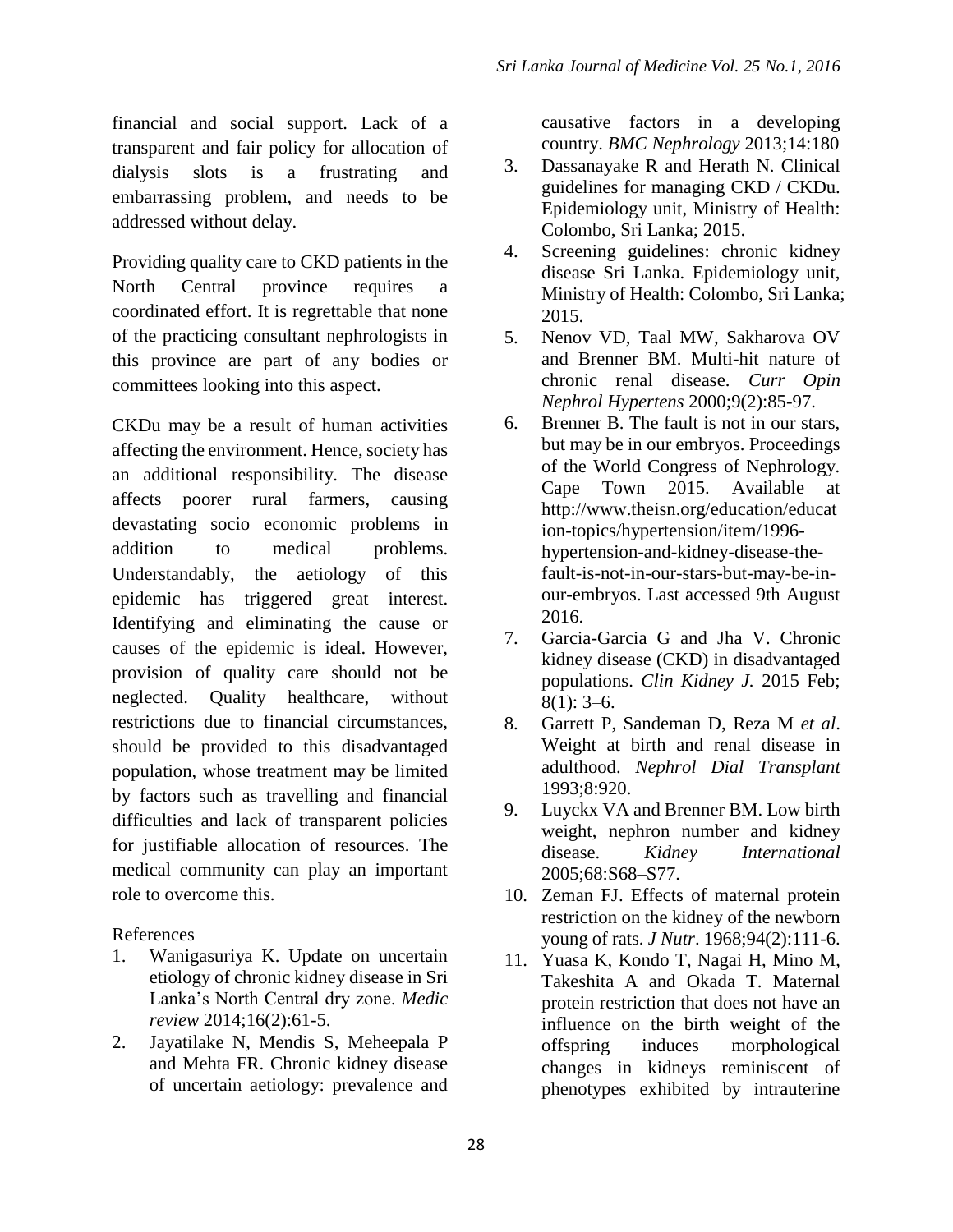financial and social support. Lack of a transparent and fair policy for allocation of dialysis slots is a frustrating and embarrassing problem, and needs to be addressed without delay.

Providing quality care to CKD patients in the North Central province requires a coordinated effort. It is regrettable that none of the practicing consultant nephrologists in this province are part of any bodies or committees looking into this aspect.

CKDu may be a result of human activities affecting the environment. Hence, society has an additional responsibility. The disease affects poorer rural farmers, causing devastating socio economic problems in addition to medical problems. Understandably, the aetiology of this epidemic has triggered great interest. Identifying and eliminating the cause or causes of the epidemic is ideal. However, provision of quality care should not be neglected. Quality healthcare, without restrictions due to financial circumstances, should be provided to this disadvantaged population, whose treatment may be limited by factors such as travelling and financial difficulties and lack of transparent policies for justifiable allocation of resources. The medical community can play an important role to overcome this.

References

1. Wanigasuriya K. Update on uncertain etiology of chronic kidney disease in Sri Lanka's North Central dry zone. *Medic review* 2014;16(2):61-5.
2. Jayatilake N, Mendis S, Meheepala P and Mehta FR. Chronic kidney disease of uncertain aetiology: prevalence and causative factors in a developing country. *BMC Nephrology* 2013;14:180
3. Dassanayake R and Herath N. Clinical guidelines for managing CKD / CKDu. Epidemiology unit, Ministry of Health: Colombo, Sri Lanka; 2015.
4. Screening guidelines: chronic kidney disease Sri Lanka. Epidemiology unit, Ministry of Health: Colombo, Sri Lanka; 2015.
5. Nenov VD, Taal MW, Sakharova OV and Brenner BM. Multi-hit nature of chronic renal disease. *Curr Opin Nephrol Hypertens* 2000;9(2):85-97.
6. Brenner B. The fault is not in our stars, but may be in our embryos. Proceedings of the World Congress of Nephrology. Cape Town 2015. Available at http://www.theisn.org/education/education-topics/hypertension/item/1996-hypertension-and-kidney-disease-the-fault-is-not-in-our-stars-but-may-be-in-our-embryos. Last accessed 9th August 2016.
7. Garcia-Garcia G and Jha V. Chronic kidney disease (CKD) in disadvantaged populations. *Clin Kidney J.* 2015 Feb; 8(1): 3–6.
8. Garrett P, Sandeman D, Reza M *et al*. Weight at birth and renal disease in adulthood. *Nephrol Dial Transplant* 1993;8:920.
9. Luyckx VA and Brenner BM. Low birth weight, nephron number and kidney disease. *Kidney International* 2005;68:S68–S77.
10. Zeman FJ. Effects of maternal protein restriction on the kidney of the newborn young of rats. *J Nutr*. 1968;94(2):111-6.
11. Yuasa K, Kondo T, Nagai H, Mino M, Takeshita A and Okada T. Maternal protein restriction that does not have an influence on the birth weight of the offspring induces morphological changes in kidneys reminiscent of phenotypes exhibited by intrauterine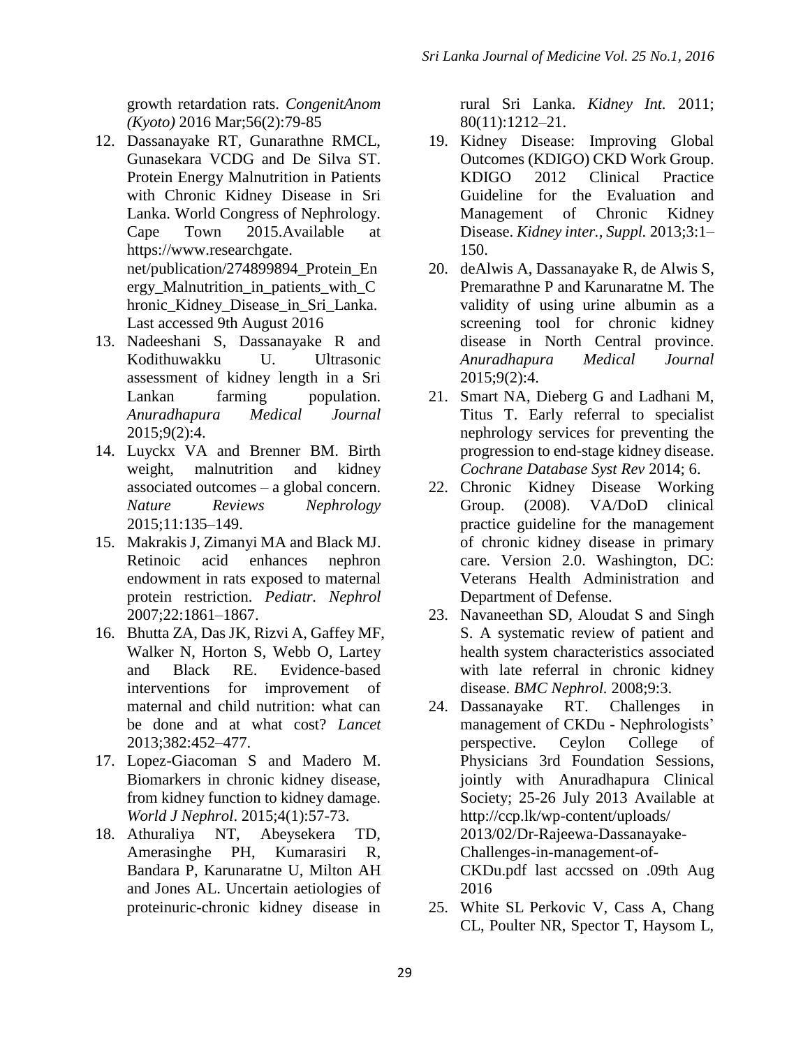growth retardation rats. *CongenitAnom (Kyoto)* 2016 Mar;56(2):79-85

12. Dassanayake RT, Gunarathne RMCL, Gunasekara VCDG and De Silva ST. Protein Energy Malnutrition in Patients with Chronic Kidney Disease in Sri Lanka. World Congress of Nephrology. Cape Town 2015.Available at https://www.researchgate. net/publication/274899894_Protein_Energy_Malnutrition_in_patients_with_Chronic_Kidney_Disease_in_Sri_Lanka. Last accessed 9th August 2016
13. Nadeeshani S, Dassanayake R and Kodithuwakku U. Ultrasonic assessment of kidney length in a Sri Lankan farming population. *Anuradhapura Medical Journal* 2015;9(2):4.
14. Luyckx VA and Brenner BM. Birth weight, malnutrition and kidney associated outcomes – a global concern. *Nature Reviews Nephrology* 2015;11:135–149.
15. Makrakis J, Zimanyi MA and Black MJ. Retinoic acid enhances nephron endowment in rats exposed to maternal protein restriction. *Pediatr. Nephrol* 2007;22:1861–1867.
16. Bhutta ZA, Das JK, Rizvi A, Gaffey MF, Walker N, Horton S, Webb O, Lartey and Black RE. Evidence-based interventions for improvement of maternal and child nutrition: what can be done and at what cost? *Lancet* 2013;382:452–477.
17. Lopez-Giacoman S and Madero M. Biomarkers in chronic kidney disease, from kidney function to kidney damage. *World J Nephrol*. 2015;4(1):57-73.
18. Athuraliya NT, Abeysekera TD, Amerasinghe PH, Kumarasiri R, Bandara P, Karunaratne U, Milton AH and Jones AL. Uncertain aetiologies of proteinuric-chronic kidney disease in rural Sri Lanka. *Kidney Int.* 2011; 80(11):1212–21.
19. Kidney Disease: Improving Global Outcomes (KDIGO) CKD Work Group. KDIGO 2012 Clinical Practice Guideline for the Evaluation and Management of Chronic Kidney Disease. *Kidney inter., Suppl.* 2013;3:1–150.
20. deAlwis A, Dassanayake R, de Alwis S, Premarathne P and Karunaratne M. The validity of using urine albumin as a screening tool for chronic kidney disease in North Central province. *Anuradhapura Medical Journal* 2015;9(2):4.
21. Smart NA, Dieberg G and Ladhani M, Titus T. Early referral to specialist nephrology services for preventing the progression to end-stage kidney disease. *Cochrane Database Syst Rev* 2014; 6.
22. Chronic Kidney Disease Working Group. (2008). VA/DoD clinical practice guideline for the management of chronic kidney disease in primary care. Version 2.0. Washington, DC: Veterans Health Administration and Department of Defense.
23. Navaneethan SD, Aloudat S and Singh S. A systematic review of patient and health system characteristics associated with late referral in chronic kidney disease. *BMC Nephrol.* 2008;9:3.
24. Dassanayake RT. Challenges in management of CKDu - Nephrologists' perspective. Ceylon College of Physicians 3rd Foundation Sessions, jointly with Anuradhapura Clinical Society; 25-26 July 2013 Available at http://ccp.lk/wp-content/uploads/ 2013/02/Dr-Rajeewa-Dassanayake-Challenges-in-management-of-CKDu.pdf last accssed on .09th Aug 2016
25. White SL Perkovic V, Cass A, Chang CL, Poulter NR, Spector T, Haysom L,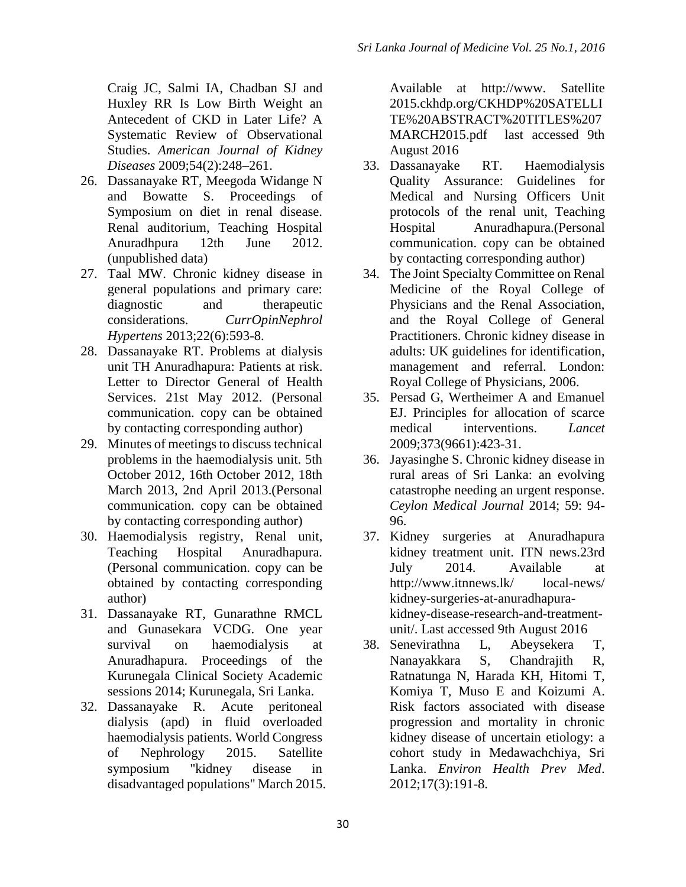Craig JC, Salmi IA, Chadban SJ and Huxley RR Is Low Birth Weight an Antecedent of CKD in Later Life? A Systematic Review of Observational Studies. *American Journal of Kidney Diseases* 2009;54(2):248–261.

26. Dassanayake RT, Meegoda Widange N and Bowatte S. Proceedings of Symposium on diet in renal disease. Renal auditorium, Teaching Hospital Anuradhpura 12th June 2012. (unpublished data)
27. Taal MW. Chronic kidney disease in general populations and primary care: diagnostic and therapeutic considerations. *CurrOpinNephrol Hypertens* 2013;22(6):593-8.
28. Dassanayake RT. Problems at dialysis unit TH Anuradhapura: Patients at risk. Letter to Director General of Health Services. 21st May 2012. (Personal communication. copy can be obtained by contacting corresponding author)
29. Minutes of meetings to discuss technical problems in the haemodialysis unit. 5th October 2012, 16th October 2012, 18th March 2013, 2nd April 2013.(Personal communication. copy can be obtained by contacting corresponding author)
30. Haemodialysis registry, Renal unit, Teaching Hospital Anuradhapura. (Personal communication. copy can be obtained by contacting corresponding author)
31. Dassanayake RT, Gunarathne RMCL and Gunasekara VCDG. One year survival on haemodialysis at Anuradhapura. Proceedings of the Kurunegala Clinical Society Academic sessions 2014; Kurunegala, Sri Lanka.
32. Dassanayake R. Acute peritoneal dialysis (apd) in fluid overloaded haemodialysis patients. World Congress of Nephrology 2015. Satellite symposium "kidney disease in disadvantaged populations" March 2015. Available at http://www. Satellite 2015.ckhdp.org/CKHDP%20SATELLITE%20ABSTRACT%20TITLES%207MARCH2015.pdf last accessed 9th August 2016
33. Dassanayake RT. Haemodialysis Quality Assurance: Guidelines for Medical and Nursing Officers Unit protocols of the renal unit, Teaching Hospital Anuradhapura.(Personal communication. copy can be obtained by contacting corresponding author)
34. The Joint Specialty Committee on Renal Medicine of the Royal College of Physicians and the Renal Association, and the Royal College of General Practitioners. Chronic kidney disease in adults: UK guidelines for identification, management and referral. London: Royal College of Physicians, 2006.
35. Persad G, Wertheimer A and Emanuel EJ. Principles for allocation of scarce medical interventions. *Lancet* 2009;373(9661):423-31.
36. Jayasinghe S. Chronic kidney disease in rural areas of Sri Lanka: an evolving catastrophe needing an urgent response. *Ceylon Medical Journal* 2014; 59: 94-96.
37. Kidney surgeries at Anuradhapura kidney treatment unit. ITN news.23rd July 2014. Available at http://www.itnnews.lk/ local-news/ kidney-surgeries-at-anuradhapura-kidney-disease-research-and-treatment-unit/. Last accessed 9th August 2016
38. Senevirathna L, Abeysekera T, Nanayakkara S, Chandrajith R, Ratnatunga N, Harada KH, Hitomi T, Komiya T, Muso E and Koizumi A. Risk factors associated with disease progression and mortality in chronic kidney disease of uncertain etiology: a cohort study in Medawachchiya, Sri Lanka. *Environ Health Prev Med*. 2012;17(3):191-8.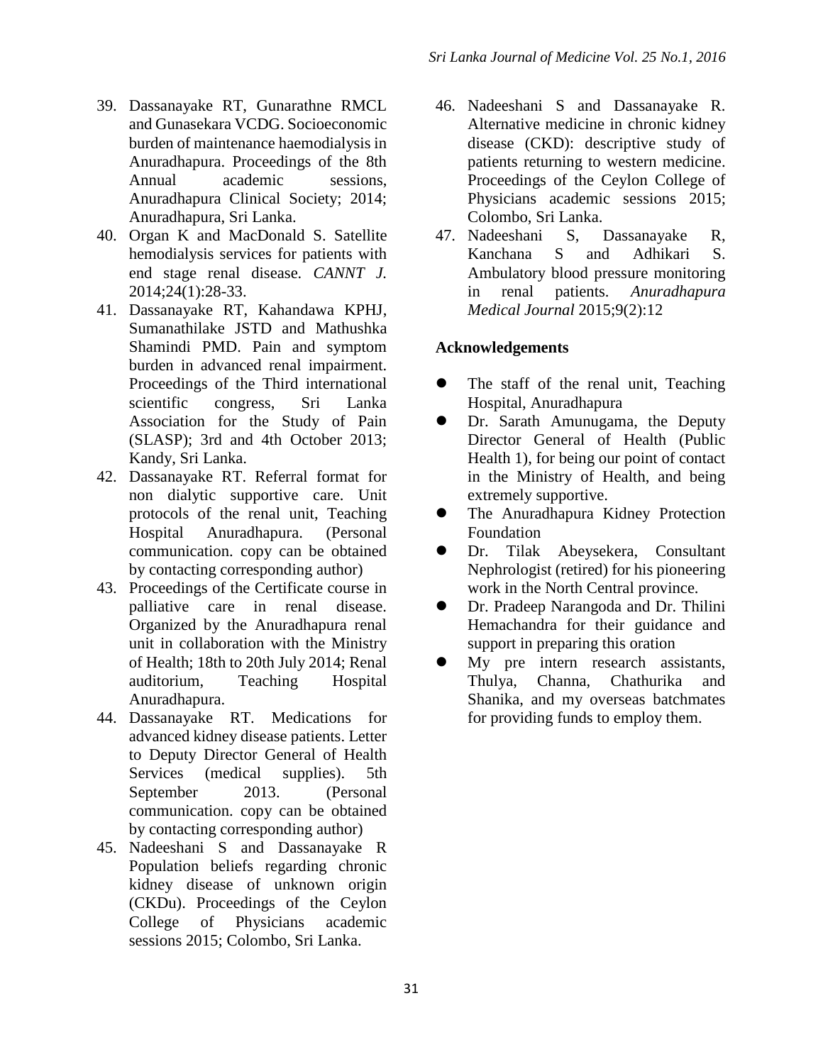39. Dassanayake RT, Gunarathne RMCL and Gunasekara VCDG. Socioeconomic burden of maintenance haemodialysis in Anuradhapura. Proceedings of the 8th Annual academic sessions, Anuradhapura Clinical Society; 2014; Anuradhapura, Sri Lanka.
40. Organ K and MacDonald S. Satellite hemodialysis services for patients with end stage renal disease. *CANNT J.* 2014;24(1):28-33.
41. Dassanayake RT, Kahandawa KPHJ, Sumanathilake JSTD and Mathushka Shamindi PMD. Pain and symptom burden in advanced renal impairment. Proceedings of the Third international scientific congress, Sri Lanka Association for the Study of Pain (SLASP); 3rd and 4th October 2013; Kandy, Sri Lanka.
42. Dassanayake RT. Referral format for non dialytic supportive care. Unit protocols of the renal unit, Teaching Hospital Anuradhapura. (Personal communication. copy can be obtained by contacting corresponding author)
43. Proceedings of the Certificate course in palliative care in renal disease. Organized by the Anuradhapura renal unit in collaboration with the Ministry of Health; 18th to 20th July 2014; Renal auditorium, Teaching Hospital Anuradhapura.
44. Dassanayake RT. Medications for advanced kidney disease patients. Letter to Deputy Director General of Health Services (medical supplies). 5th September 2013. (Personal communication. copy can be obtained by contacting corresponding author)
45. Nadeeshani S and Dassanayake R Population beliefs regarding chronic kidney disease of unknown origin (CKDu). Proceedings of the Ceylon College of Physicians academic sessions 2015; Colombo, Sri Lanka.
46. Nadeeshani S and Dassanayake R. Alternative medicine in chronic kidney disease (CKD): descriptive study of patients returning to western medicine. Proceedings of the Ceylon College of Physicians academic sessions 2015; Colombo, Sri Lanka.
47. Nadeeshani S, Dassanayake R, Kanchana S and Adhikari S. Ambulatory blood pressure monitoring in renal patients. *Anuradhapura Medical Journal* 2015;9(2):12

## Acknowledgements

- The staff of the renal unit, Teaching Hospital, Anuradhapura
- Dr. Sarath Amunugama, the Deputy Director General of Health (Public Health 1), for being our point of contact in the Ministry of Health, and being extremely supportive.
- The Anuradhapura Kidney Protection Foundation
- Dr. Tilak Abeysekera, Consultant Nephrologist (retired) for his pioneering work in the North Central province.
- Dr. Pradeep Narangoda and Dr. Thilini Hemachandra for their guidance and support in preparing this oration
- My pre intern research assistants, Thulya, Channa, Chathurika and Shanika, and my overseas batchmates for providing funds to employ them.